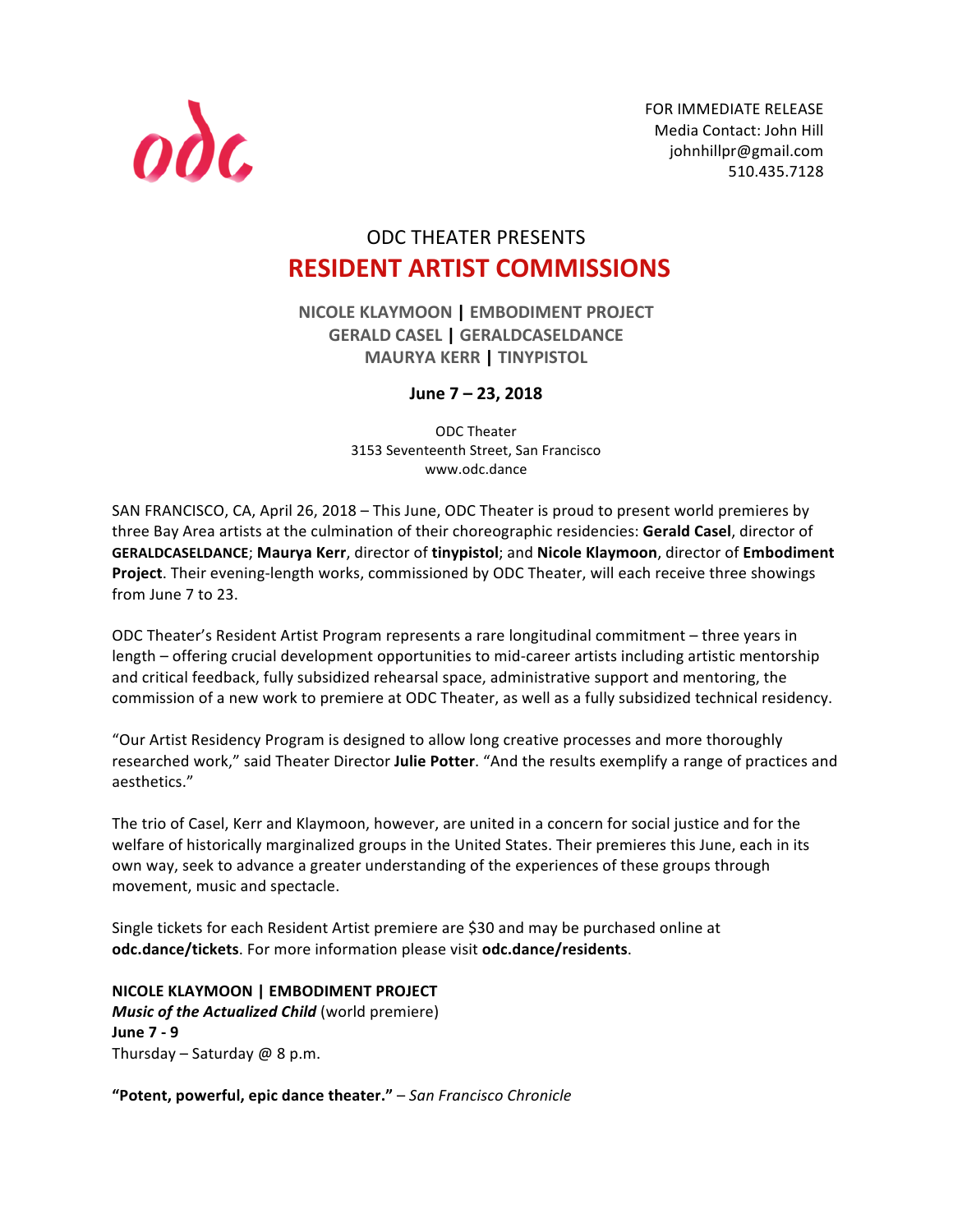odc

FOR IMMEDIATE RELEASE
Media Contact: John Hill
johnhillpr@gmail.com
510.435.7128

ODC THEATER PRESENTS

# RESIDENT ARTIST COMMISSIONS

**NICOLE KLAYMOON | EMBODIMENT PROJECT**
**GERALD CASEL | GERALDCASELDANCE**
**MAURYA KERR | TINYPISTOL**

**June 7 – 23, 2018**

ODC Theater
3153 Seventeenth Street, San Francisco
www.odc.dance

SAN FRANCISCO, CA, April 26, 2018 – This June, ODC Theater is proud to present world premieres by three Bay Area artists at the culmination of their choreographic residencies: **Gerald Casel**, director of **GERALDCASELDANCE**; **Maurya Kerr**, director of **tinypistol**; and **Nicole Klaymoon**, director of **Embodiment Project**. Their evening-length works, commissioned by ODC Theater, will each receive three showings from June 7 to 23.

ODC Theater's Resident Artist Program represents a rare longitudinal commitment – three years in length – offering crucial development opportunities to mid-career artists including artistic mentorship and critical feedback, fully subsidized rehearsal space, administrative support and mentoring, the commission of a new work to premiere at ODC Theater, as well as a fully subsidized technical residency.

"Our Artist Residency Program is designed to allow long creative processes and more thoroughly researched work," said Theater Director **Julie Potter**. "And the results exemplify a range of practices and aesthetics."

The trio of Casel, Kerr and Klaymoon, however, are united in a concern for social justice and for the welfare of historically marginalized groups in the United States. Their premieres this June, each in its own way, seek to advance a greater understanding of the experiences of these groups through movement, music and spectacle.

Single tickets for each Resident Artist premiere are $30 and may be purchased online at **odc.dance/tickets**. For more information please visit **odc.dance/residents**.

**NICOLE KLAYMOON | EMBODIMENT PROJECT**
***Music of the Actualized Child*** (world premiere)
**June 7 - 9**
Thursday – Saturday @ 8 p.m.

**"Potent, powerful, epic dance theater."** – *San Francisco Chronicle*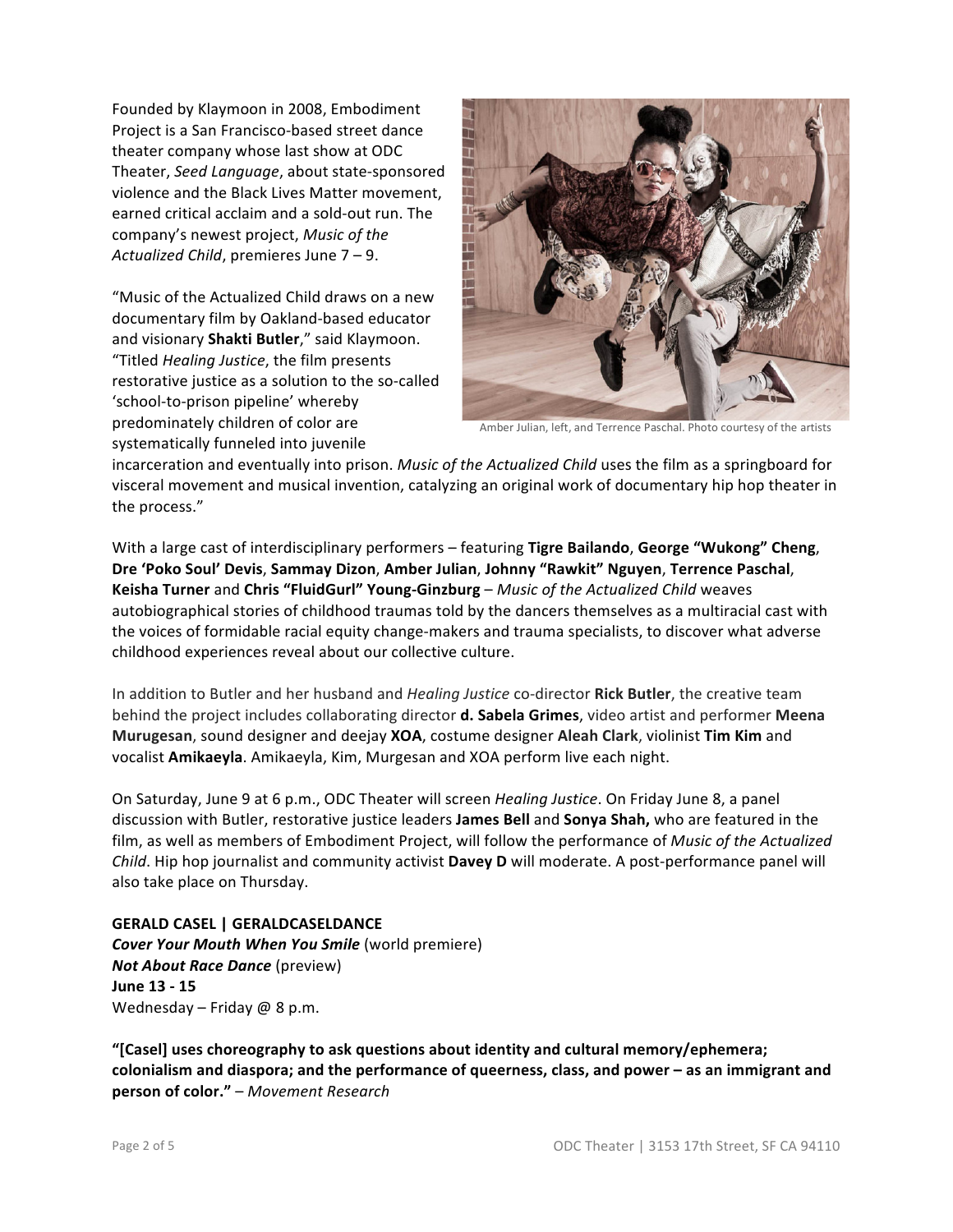Founded by Klaymoon in 2008, Embodiment Project is a San Francisco-based street dance theater company whose last show at ODC Theater, *Seed Language*, about state-sponsored violence and the Black Lives Matter movement, earned critical acclaim and a sold-out run. The company's newest project, *Music of the Actualized Child*, premieres June 7 – 9.

Amber Julian, left, and Terrence Paschal. Photo courtesy of the artists

"Music of the Actualized Child draws on a new documentary film by Oakland-based educator and visionary **Shakti Butler**," said Klaymoon. "Titled *Healing Justice*, the film presents restorative justice as a solution to the so-called 'school-to-prison pipeline' whereby predominately children of color are systematically funneled into juvenile incarceration and eventually into prison. *Music of the Actualized Child* uses the film as a springboard for visceral movement and musical invention, catalyzing an original work of documentary hip hop theater in the process."

With a large cast of interdisciplinary performers – featuring **Tigre Bailando**, **George "Wukong" Cheng**, **Dre 'Poko Soul' Devis**, **Sammay Dizon**, **Amber Julian**, **Johnny "Rawkit" Nguyen**, **Terrence Paschal**, **Keisha Turner** and **Chris "FluidGurl" Young-Ginzburg** – *Music of the Actualized Child* weaves autobiographical stories of childhood traumas told by the dancers themselves as a multiracial cast with the voices of formidable racial equity change-makers and trauma specialists, to discover what adverse childhood experiences reveal about our collective culture.

In addition to Butler and her husband and *Healing Justice* co-director **Rick Butler**, the creative team behind the project includes collaborating director **d. Sabela Grimes**, video artist and performer **Meena Murugesan**, sound designer and deejay **XOA**, costume designer **Aleah Clark**, violinist **Tim Kim** and vocalist **Amikaeyla**. Amikaeyla, Kim, Murgesan and XOA perform live each night.

On Saturday, June 9 at 6 p.m., ODC Theater will screen *Healing Justice*. On Friday June 8, a panel discussion with Butler, restorative justice leaders **James Bell** and **Sonya Shah,** who are featured in the film, as well as members of Embodiment Project, will follow the performance of *Music of the Actualized Child*. Hip hop journalist and community activist **Davey D** will moderate. A post-performance panel will also take place on Thursday.

**GERALD CASEL | GERALDCASELDANCE**
***Cover Your Mouth When You Smile*** (world premiere)
***Not About Race Dance*** (preview)
**June 13 - 15**
Wednesday – Friday @ 8 p.m.

**"[Casel] uses choreography to ask questions about identity and cultural memory/ephemera; colonialism and diaspora; and the performance of queerness, class, and power – as an immigrant and person of color."** – *Movement Research*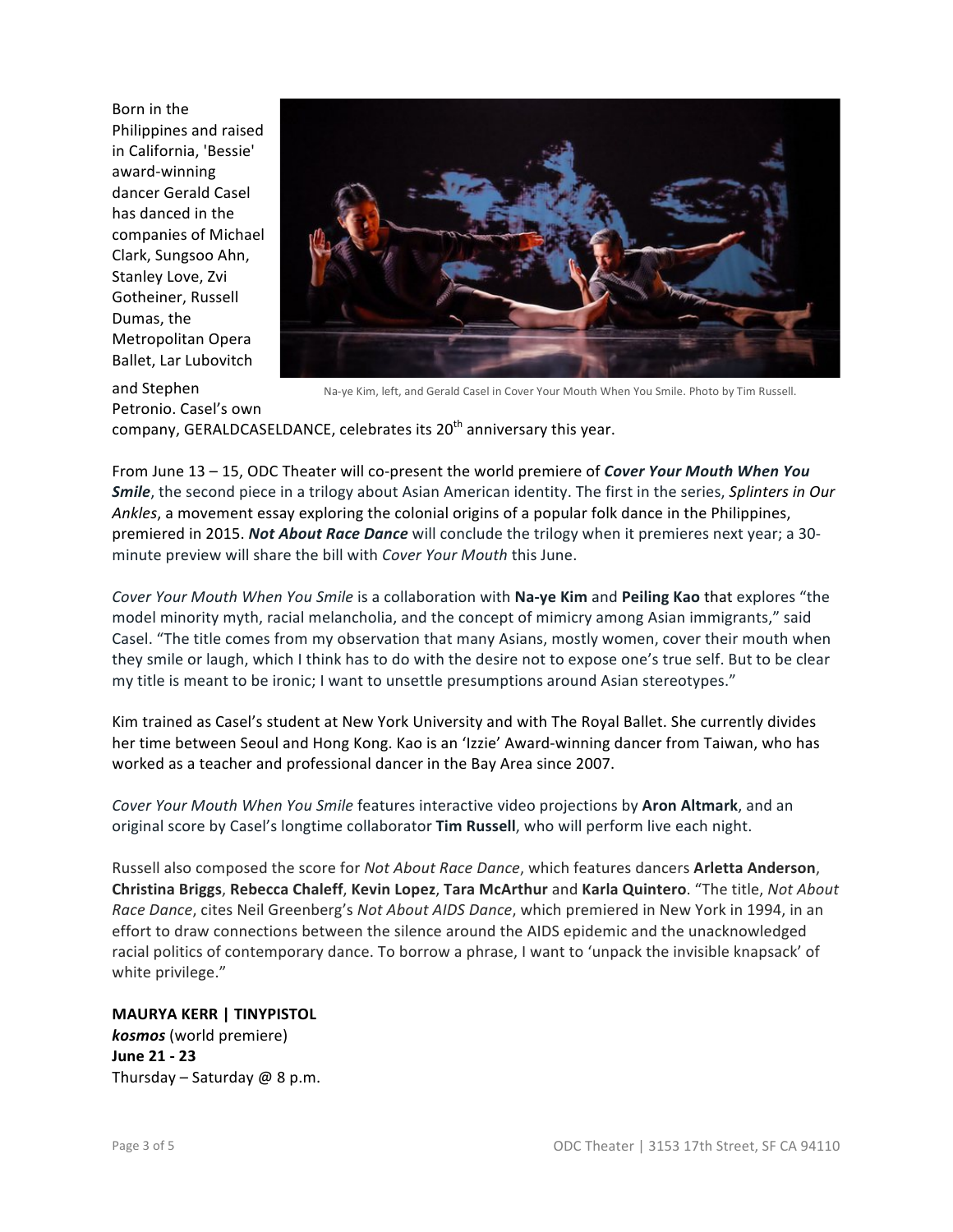Born in the Philippines and raised in California, 'Bessie' award-winning dancer Gerald Casel has danced in the companies of Michael Clark, Sungsoo Ahn, Stanley Love, Zvi Gotheiner, Russell Dumas, the Metropolitan Opera Ballet, Lar Lubovitch and Stephen Petronio. Casel's own company, GERALDCASELDANCE, celebrates its 20th anniversary this year.

Na-ye Kim, left, and Gerald Casel in Cover Your Mouth When You Smile. Photo by Tim Russell.

From June 13 – 15, ODC Theater will co-present the world premiere of ***Cover Your Mouth When You Smile***, the second piece in a trilogy about Asian American identity. The first in the series, *Splinters in Our Ankles*, a movement essay exploring the colonial origins of a popular folk dance in the Philippines, premiered in 2015. ***Not About Race Dance*** will conclude the trilogy when it premieres next year; a 30-minute preview will share the bill with *Cover Your Mouth* this June.

*Cover Your Mouth When You Smile* is a collaboration with **Na-ye Kim** and **Peiling Kao** that explores "the model minority myth, racial melancholia, and the concept of mimicry among Asian immigrants," said Casel. "The title comes from my observation that many Asians, mostly women, cover their mouth when they smile or laugh, which I think has to do with the desire not to expose one's true self. But to be clear my title is meant to be ironic; I want to unsettle presumptions around Asian stereotypes."

Kim trained as Casel's student at New York University and with The Royal Ballet. She currently divides her time between Seoul and Hong Kong. Kao is an 'Izzie' Award-winning dancer from Taiwan, who has worked as a teacher and professional dancer in the Bay Area since 2007.

*Cover Your Mouth When You Smile* features interactive video projections by **Aron Altmark**, and an original score by Casel's longtime collaborator **Tim Russell**, who will perform live each night.

Russell also composed the score for *Not About Race Dance*, which features dancers **Arletta Anderson**, **Christina Briggs**, **Rebecca Chaleff**, **Kevin Lopez**, **Tara McArthur** and **Karla Quintero**. "The title, *Not About Race Dance*, cites Neil Greenberg's *Not About AIDS Dance*, which premiered in New York in 1994, in an effort to draw connections between the silence around the AIDS epidemic and the unacknowledged racial politics of contemporary dance. To borrow a phrase, I want to 'unpack the invisible knapsack' of white privilege."

**MAURYA KERR | TINYPISTOL**
***kosmos*** (world premiere)
**June 21 - 23**
Thursday – Saturday @ 8 p.m.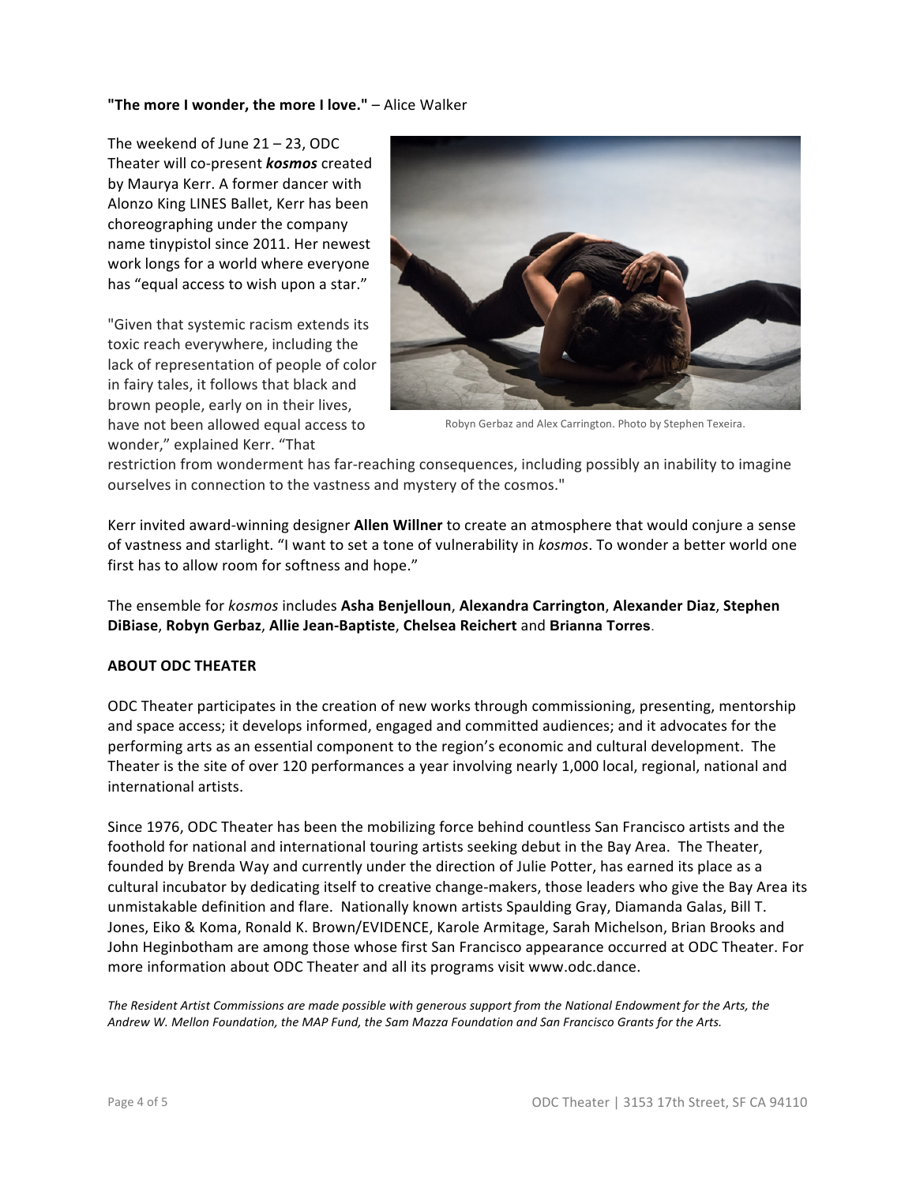**"The more I wonder, the more I love."** – Alice Walker

The weekend of June 21 – 23, ODC Theater will co-present ***kosmos*** created by Maurya Kerr. A former dancer with Alonzo King LINES Ballet, Kerr has been choreographing under the company name tinypistol since 2011. Her newest work longs for a world where everyone has "equal access to wish upon a star."

Robyn Gerbaz and Alex Carrington. Photo by Stephen Texeira.

"Given that systemic racism extends its toxic reach everywhere, including the lack of representation of people of color in fairy tales, it follows that black and brown people, early on in their lives, have not been allowed equal access to wonder," explained Kerr. "That restriction from wonderment has far-reaching consequences, including possibly an inability to imagine ourselves in connection to the vastness and mystery of the cosmos."

Kerr invited award-winning designer **Allen Willner** to create an atmosphere that would conjure a sense of vastness and starlight. "I want to set a tone of vulnerability in *kosmos*. To wonder a better world one first has to allow room for softness and hope."

The ensemble for *kosmos* includes **Asha Benjelloun**, **Alexandra Carrington**, **Alexander Diaz**, **Stephen DiBiase**, **Robyn Gerbaz**, **Allie Jean-Baptiste**, **Chelsea Reichert** and **Brianna Torres**.

**ABOUT ODC THEATER**

ODC Theater participates in the creation of new works through commissioning, presenting, mentorship and space access; it develops informed, engaged and committed audiences; and it advocates for the performing arts as an essential component to the region's economic and cultural development. The Theater is the site of over 120 performances a year involving nearly 1,000 local, regional, national and international artists.

Since 1976, ODC Theater has been the mobilizing force behind countless San Francisco artists and the foothold for national and international touring artists seeking debut in the Bay Area. The Theater, founded by Brenda Way and currently under the direction of Julie Potter, has earned its place as a cultural incubator by dedicating itself to creative change-makers, those leaders who give the Bay Area its unmistakable definition and flare. Nationally known artists Spaulding Gray, Diamanda Galas, Bill T. Jones, Eiko & Koma, Ronald K. Brown/EVIDENCE, Karole Armitage, Sarah Michelson, Brian Brooks and John Heginbotham are among those whose first San Francisco appearance occurred at ODC Theater. For more information about ODC Theater and all its programs visit www.odc.dance.

*The Resident Artist Commissions are made possible with generous support from the National Endowment for the Arts, the Andrew W. Mellon Foundation, the MAP Fund, the Sam Mazza Foundation and San Francisco Grants for the Arts.*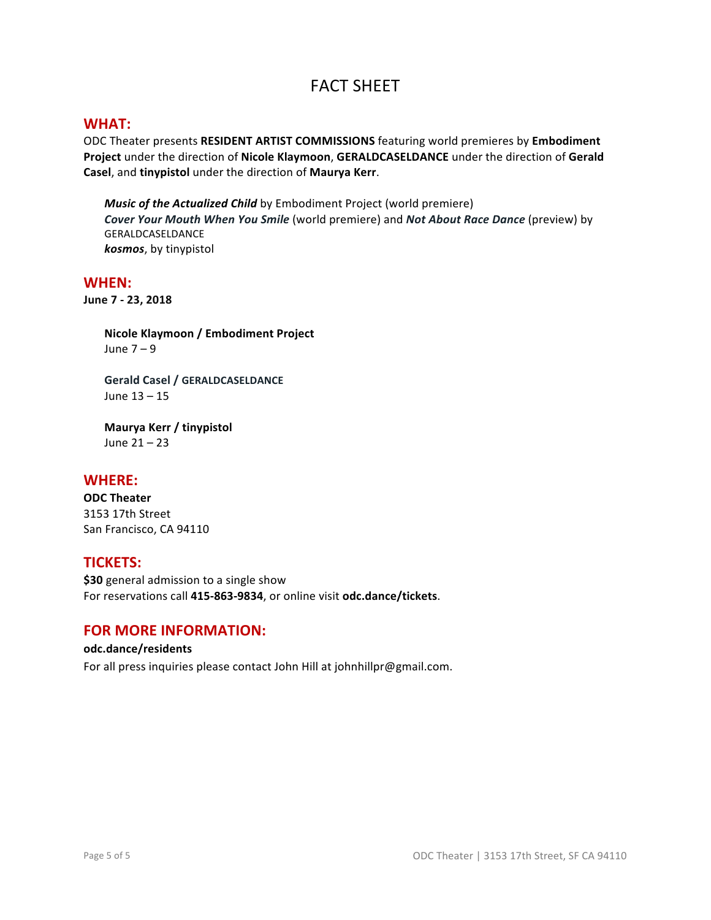# FACT SHEET

## WHAT:

ODC Theater presents **RESIDENT ARTIST COMMISSIONS** featuring world premieres by **Embodiment Project** under the direction of **Nicole Klaymoon**, **GERALDCASELDANCE** under the direction of **Gerald Casel**, and **tinypistol** under the direction of **Maurya Kerr**.

***Music of the Actualized Child*** by Embodiment Project (world premiere)
***Cover Your Mouth When You Smile*** (world premiere) and ***Not About Race Dance*** (preview) by GERALDCASELDANCE
***kosmos***, by tinypistol

## WHEN:

**June 7 - 23, 2018**

**Nicole Klaymoon / Embodiment Project**
June 7 – 9

**Gerald Casel / GERALDCASELDANCE**
June 13 – 15

**Maurya Kerr / tinypistol**
June 21 – 23

## WHERE:

**ODC Theater**
3153 17th Street
San Francisco, CA 94110

## TICKETS:

**$30** general admission to a single show
For reservations call **415-863-9834**, or online visit **odc.dance/tickets**.

## FOR MORE INFORMATION:

**odc.dance/residents**
For all press inquiries please contact John Hill at johnhillpr@gmail.com.